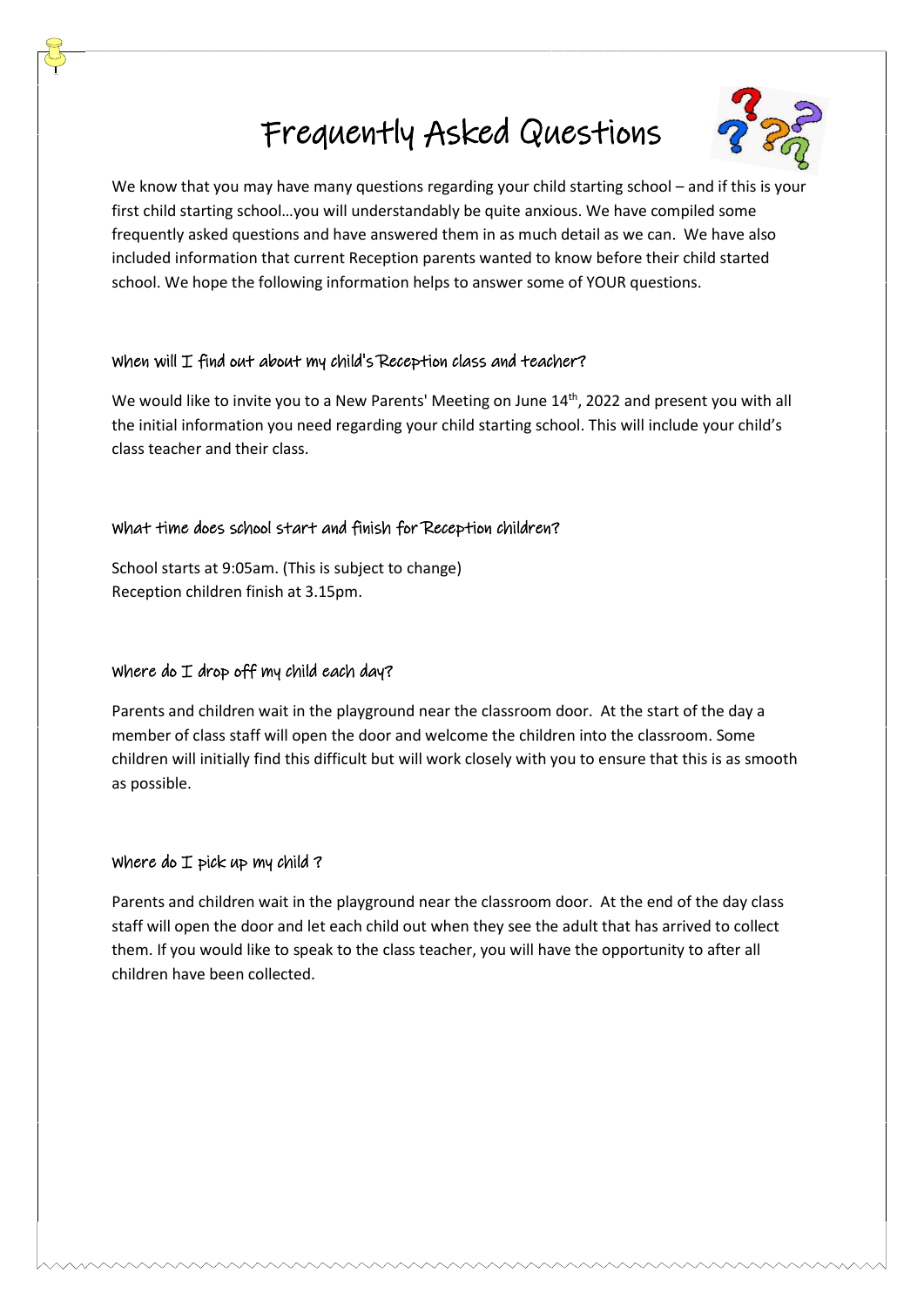# Frequently Asked Questions

We know that you may have many questions regarding your child starting school – and if this is your first child starting school…you will understandably be quite anxious. We have compiled some frequently asked questions and have answered them in as much detail as we can. We have also included information that current Reception parents wanted to know before their child started school. We hope the following information helps to answer some of YOUR questions.

### When will I find out about my child's Reception class and teacher?

We would like to invite you to a New Parents' Meeting on June 14th, 2022 and present you with all the initial information you need regarding your child starting school. This will include your child's class teacher and their class.

### What time does school start and finish for Reception children?

School starts at 9:05am. (This is subject to change)
Reception children finish at 3.15pm.

### Where do I drop off my child each day?

Parents and children wait in the playground near the classroom door. At the start of the day a member of class staff will open the door and welcome the children into the classroom. Some children will initially find this difficult but will work closely with you to ensure that this is as smooth as possible.

### Where do I pick up my child ?

Parents and children wait in the playground near the classroom door. At the end of the day class staff will open the door and let each child out when they see the adult that has arrived to collect them. If you would like to speak to the class teacher, you will have the opportunity to after all children have been collected.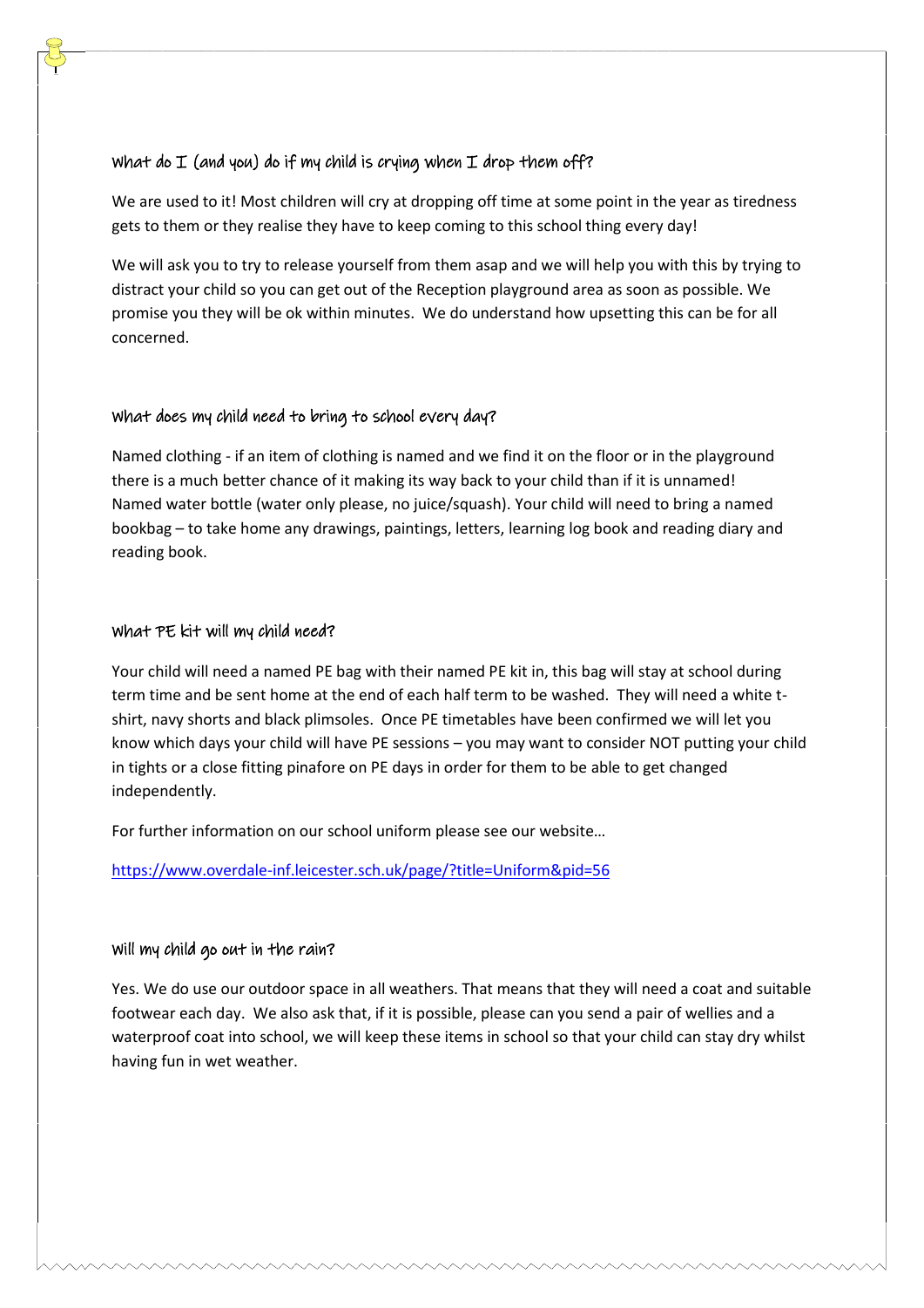### What do I (and you) do if my child is crying when I drop them off?

We are used to it! Most children will cry at dropping off time at some point in the year as tiredness gets to them or they realise they have to keep coming to this school thing every day!

We will ask you to try to release yourself from them asap and we will help you with this by trying to distract your child so you can get out of the Reception playground area as soon as possible. We promise you they will be ok within minutes. We do understand how upsetting this can be for all concerned.

### What does my child need to bring to school every day?

Named clothing - if an item of clothing is named and we find it on the floor or in the playground there is a much better chance of it making its way back to your child than if it is unnamed! Named water bottle (water only please, no juice/squash). Your child will need to bring a named bookbag – to take home any drawings, paintings, letters, learning log book and reading diary and reading book.

### What PE kit will my child need?

Your child will need a named PE bag with their named PE kit in, this bag will stay at school during term time and be sent home at the end of each half term to be washed. They will need a white t-shirt, navy shorts and black plimsoles. Once PE timetables have been confirmed we will let you know which days your child will have PE sessions – you may want to consider NOT putting your child in tights or a close fitting pinafore on PE days in order for them to be able to get changed independently.

For further information on our school uniform please see our website…

[https://www.overdale-inf.leicester.sch.uk/page/?title=Uniform&pid=56](https://www.overdale-inf.leicester.sch.uk/page/?title=Uniform&pid=56)

### Will my child go out in the rain?

Yes. We do use our outdoor space in all weathers. That means that they will need a coat and suitable footwear each day. We also ask that, if it is possible, please can you send a pair of wellies and a waterproof coat into school, we will keep these items in school so that your child can stay dry whilst having fun in wet weather.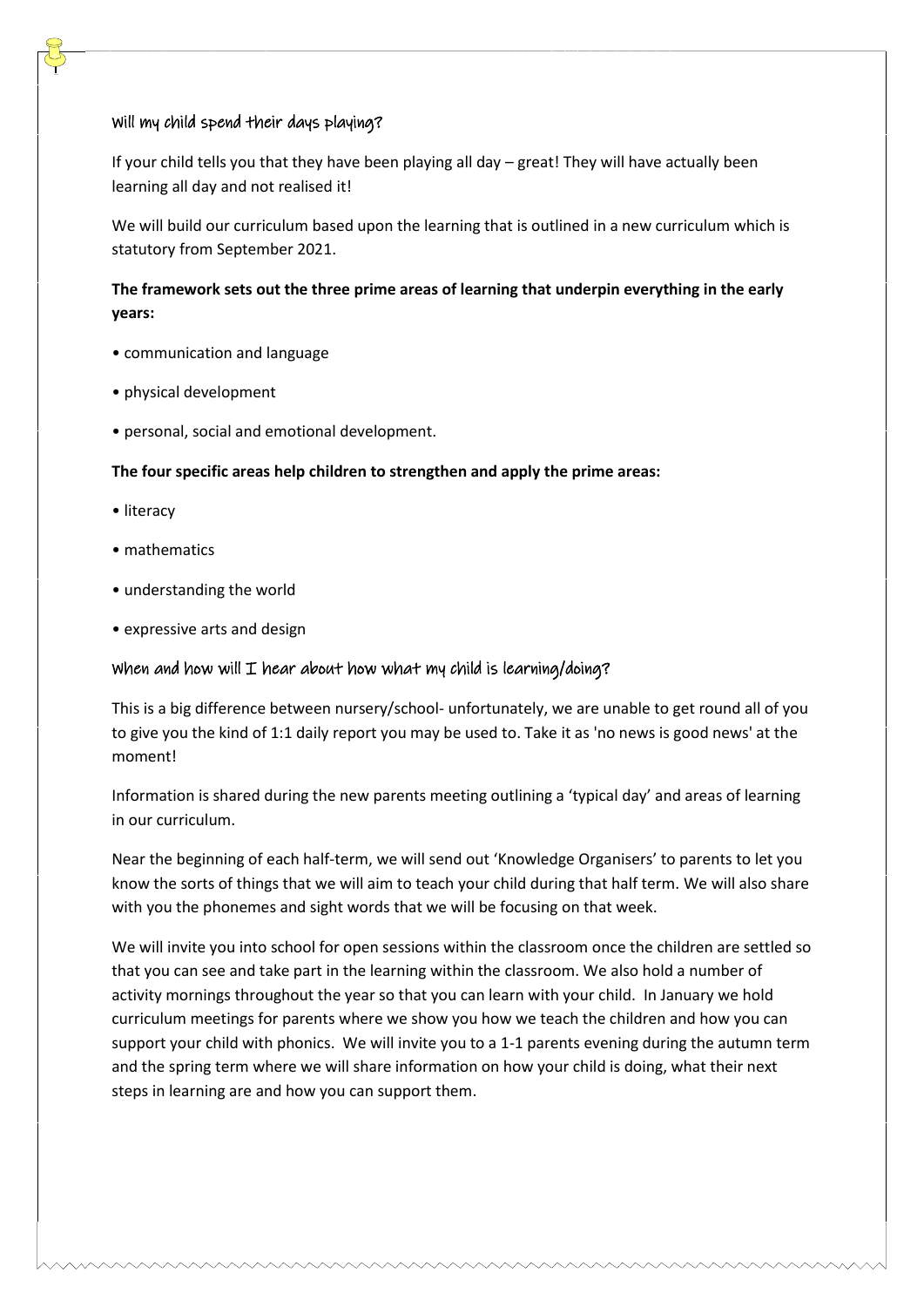## Will my child spend their days playing?

If your child tells you that they have been playing all day – great! They will have actually been learning all day and not realised it!

We will build our curriculum based upon the learning that is outlined in a new curriculum which is statutory from September 2021.

**The framework sets out the three prime areas of learning that underpin everything in the early years:**

- communication and language
- physical development
- personal, social and emotional development.

**The four specific areas help children to strengthen and apply the prime areas:**

- literacy
- mathematics
- understanding the world
- expressive arts and design

## When and how will I hear about how what my child is learning/doing?

This is a big difference between nursery/school- unfortunately, we are unable to get round all of you to give you the kind of 1:1 daily report you may be used to. Take it as 'no news is good news' at the moment!

Information is shared during the new parents meeting outlining a 'typical day' and areas of learning in our curriculum.

Near the beginning of each half-term, we will send out 'Knowledge Organisers' to parents to let you know the sorts of things that we will aim to teach your child during that half term. We will also share with you the phonemes and sight words that we will be focusing on that week.

We will invite you into school for open sessions within the classroom once the children are settled so that you can see and take part in the learning within the classroom. We also hold a number of activity mornings throughout the year so that you can learn with your child. In January we hold curriculum meetings for parents where we show you how we teach the children and how you can support your child with phonics. We will invite you to a 1-1 parents evening during the autumn term and the spring term where we will share information on how your child is doing, what their next steps in learning are and how you can support them.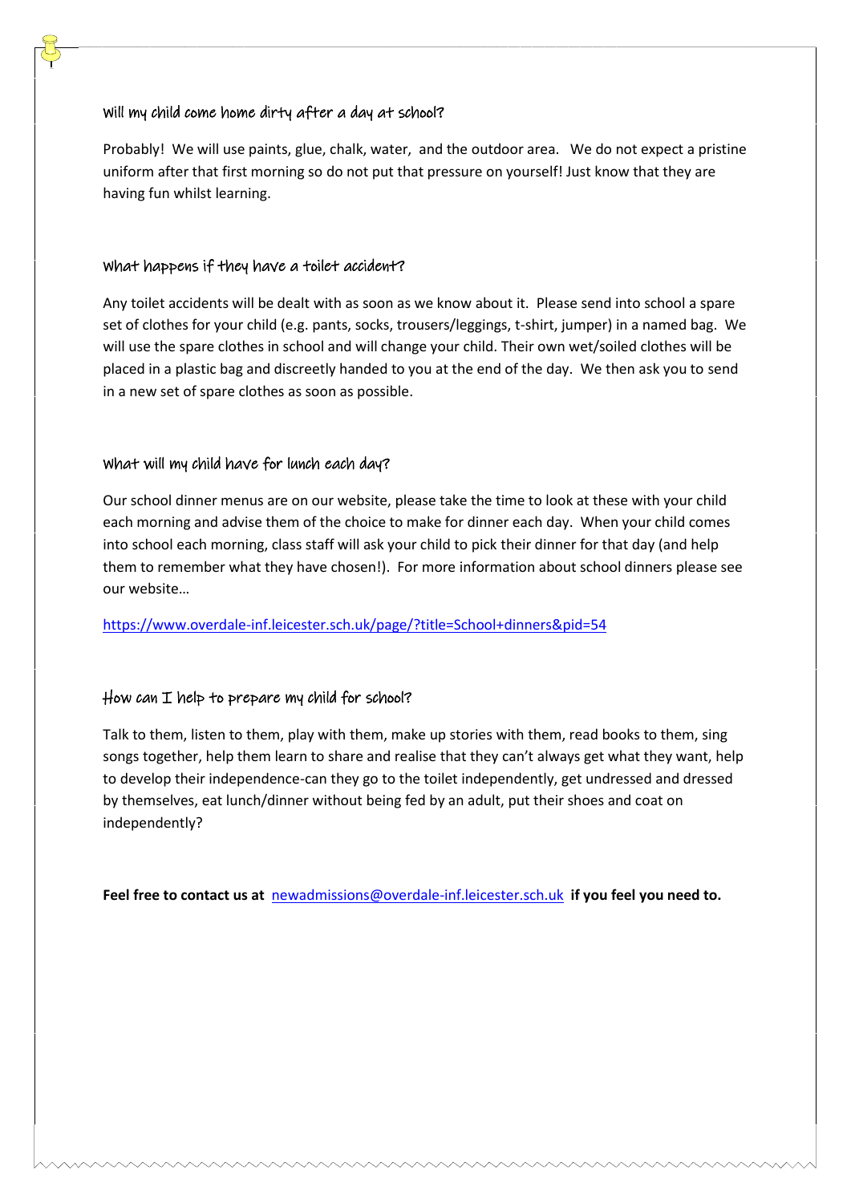### Will my child come home dirty after a day at school?

Probably! We will use paints, glue, chalk, water, and the outdoor area. We do not expect a pristine uniform after that first morning so do not put that pressure on yourself! Just know that they are having fun whilst learning.

### What happens if they have a toilet accident?

Any toilet accidents will be dealt with as soon as we know about it. Please send into school a spare set of clothes for your child (e.g. pants, socks, trousers/leggings, t-shirt, jumper) in a named bag. We will use the spare clothes in school and will change your child. Their own wet/soiled clothes will be placed in a plastic bag and discreetly handed to you at the end of the day. We then ask you to send in a new set of spare clothes as soon as possible.

### What will my child have for lunch each day?

Our school dinner menus are on our website, please take the time to look at these with your child each morning and advise them of the choice to make for dinner each day. When your child comes into school each morning, class staff will ask your child to pick their dinner for that day (and help them to remember what they have chosen!). For more information about school dinners please see our website…

https://www.overdale-inf.leicester.sch.uk/page/?title=School+dinners&pid=54

### How can I help to prepare my child for school?

Talk to them, listen to them, play with them, make up stories with them, read books to them, sing songs together, help them learn to share and realise that they can't always get what they want, help to develop their independence-can they go to the toilet independently, get undressed and dressed by themselves, eat lunch/dinner without being fed by an adult, put their shoes and coat on independently?

**Feel free to contact us at** newadmissions@overdale-inf.leicester.sch.uk **if you feel you need to.**